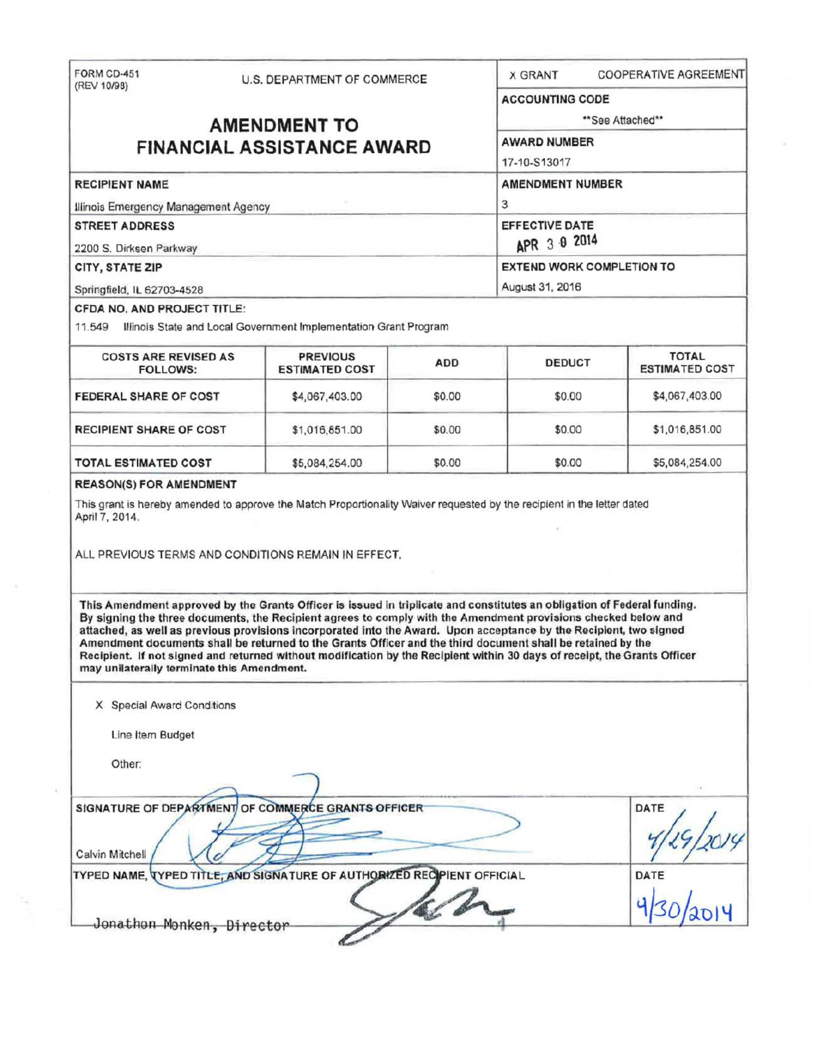FORM CD-451
(REV 10/98)

U.S. DEPARTMENT OF COMMERCE

# AMENDMENT TO FINANCIAL ASSISTANCE AWARD

X GRANT    COOPERATIVE AGREEMENT

**ACCOUNTING CODE**

**See Attached**

**AWARD NUMBER**

17-10-S13017

**RECIPIENT NAME**

Illinois Emergency Management Agency

**AMENDMENT NUMBER**

3

**STREET ADDRESS**

2200 S. Dirksen Parkway

**EFFECTIVE DATE**

APR 30 2014

**CITY, STATE ZIP**

Springfield, IL 62703-4528

**EXTEND WORK COMPLETION TO**

August 31, 2016

**CFDA NO. AND PROJECT TITLE:**

11.549 Illinois State and Local Government Implementation Grant Program

| COSTS ARE REVISED AS FOLLOWS: | PREVIOUS ESTIMATED COST | ADD | DEDUCT | TOTAL ESTIMATED COST |
|---|---|---|---|---|
| FEDERAL SHARE OF COST | $4,067,403.00 | $0.00 | $0.00 | $4,067,403.00 |
| RECIPIENT SHARE OF COST | $1,016,851.00 | $0.00 | $0.00 | $1,016,851.00 |
| TOTAL ESTIMATED COST | $5,084,254.00 | $0.00 | $0.00 | $5,084,254.00 |

**REASON(S) FOR AMENDMENT**

This grant is hereby amended to approve the Match Proportionality Waiver requested by the recipient in the letter dated April 7, 2014.

ALL PREVIOUS TERMS AND CONDITIONS REMAIN IN EFFECT.

**This Amendment approved by the Grants Officer is issued in triplicate and constitutes an obligation of Federal funding. By signing the three documents, the Recipient agrees to comply with the Amendment provisions checked below and attached, as well as previous provisions incorporated into the Award. Upon acceptance by the Recipient, two signed Amendment documents shall be returned to the Grants Officer and the third document shall be retained by the Recipient. If not signed and returned without modification by the Recipient within 30 days of receipt, the Grants Officer may unilaterally terminate this Amendment.**

X Special Award Conditions

Line Item Budget

Other:

**SIGNATURE OF DEPARTMENT OF COMMERCE GRANTS OFFICER**

Calvin Mitchell

DATE 4/29/2014

**TYPED NAME, TYPED TITLE, AND SIGNATURE OF AUTHORIZED RECIPIENT OFFICIAL**

Jonathon Monken, Director

DATE 4/30/2014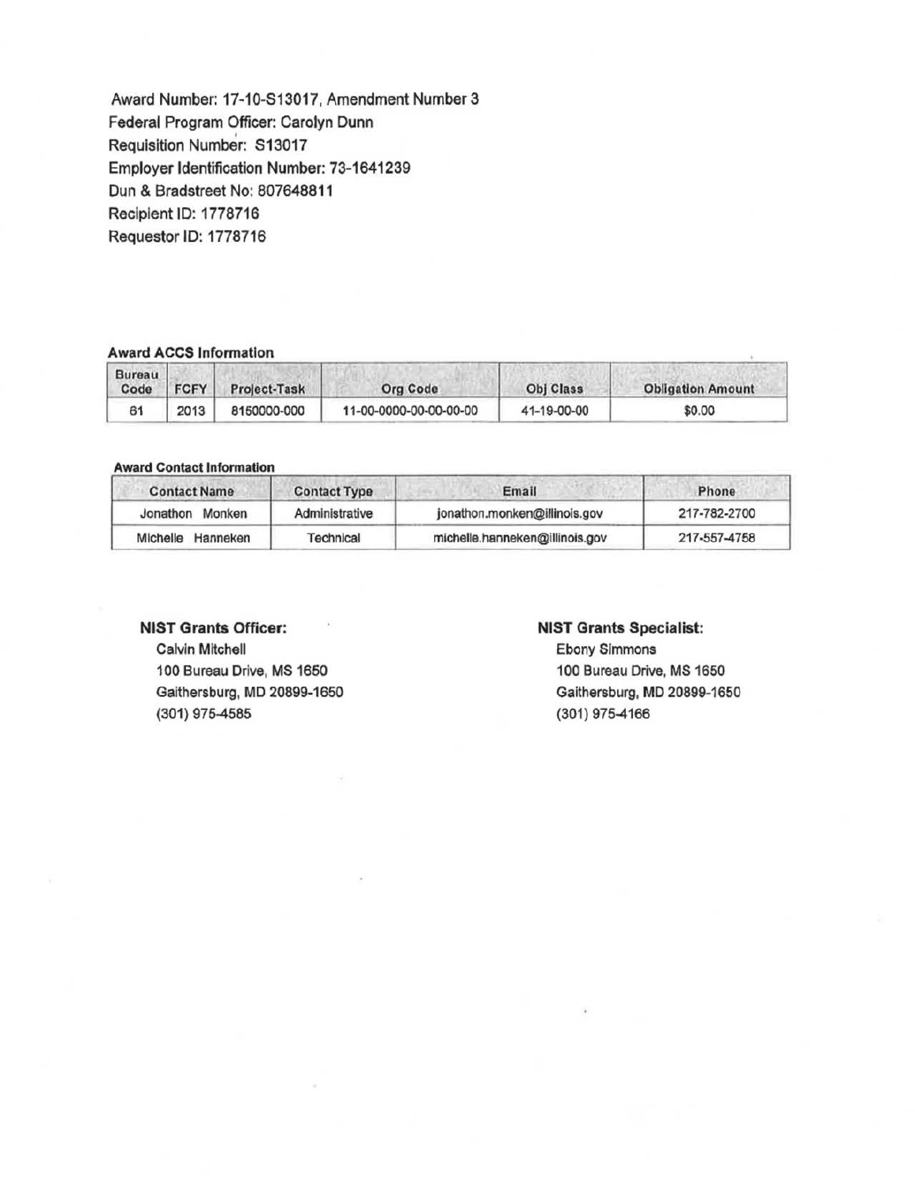Award Number: 17-10-S13017, Amendment Number 3
Federal Program Officer: Carolyn Dunn
Requisition Number: S13017
Employer Identification Number: 73-1641239
Dun & Bradstreet No: 807648811
Recipient ID: 1778716
Requestor ID: 1778716

**Award ACCS Information**

| Bureau Code | FCFY | Project-Task | Org Code | Obj Class | Obligation Amount |
|---|---|---|---|---|---|
| 61 | 2013 | 8150000-000 | 11-00-0000-00-00-00-00 | 41-19-00-00 | $0.00 |

**Award Contact Information**

| Contact Name | Contact Type | Email | Phone |
|---|---|---|---|
| Jonathon Monken | Administrative | jonathon.monken@illinois.gov | 217-782-2700 |
| Michelle Hanneken | Technical | michelle.hanneken@illinois.gov | 217-557-4758 |

**NIST Grants Officer:**
Calvin Mitchell
100 Bureau Drive, MS 1650
Gaithersburg, MD 20899-1650
(301) 975-4585

**NIST Grants Specialist:**
Ebony Simmons
100 Bureau Drive, MS 1650
Gaithersburg, MD 20899-1650
(301) 975-4166